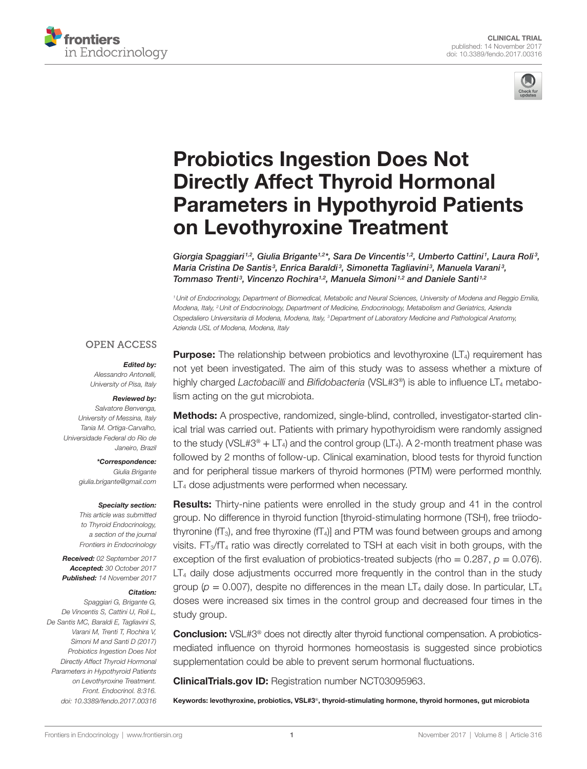CLINICAL TRIAL
published: 14 November 2017
doi: 10.3389/fendo.2017.00316

# Probiotics Ingestion Does Not Directly Affect Thyroid Hormonal Parameters in Hypothyroid Patients on Levothyroxine Treatment

*Giorgia Spaggiari[1,2], Giulia Brigante[1,2]\*, Sara De Vincentis[1,2], Umberto Cattini[1], Laura Roli[3], Maria Cristina De Santis[3], Enrica Baraldi[3], Simonetta Tagliavini[3], Manuela Varani[3], Tommaso Trenti[3], Vincenzo Rochira[1,2], Manuela Simoni[1,2] and Daniele Santi[1,2]*

[1] Unit of Endocrinology, Department of Biomedical, Metabolic and Neural Sciences, University of Modena and Reggio Emilia, Modena, Italy, [2] Unit of Endocrinology, Department of Medicine, Endocrinology, Metabolism and Geriatrics, Azienda Ospedaliero Universitaria di Modena, Modena, Italy, [3] Department of Laboratory Medicine and Pathological Anatomy, Azienda USL of Modena, Modena, Italy

OPEN ACCESS

***Edited by:***
Alessandro Antonelli, University of Pisa, Italy

***Reviewed by:***
Salvatore Benvenga, University of Messina, Italy
Tania M. Ortiga-Carvalho, Universidade Federal do Rio de Janeiro, Brazil

***\*Correspondence:***
Giulia Brigante
giulia.brigante@gmail.com

***Specialty section:***
This article was submitted to Thyroid Endocrinology, a section of the journal Frontiers in Endocrinology

***Received:*** 02 September 2017
***Accepted:*** 30 October 2017
***Published:*** 14 November 2017

***Citation:***
Spaggiari G, Brigante G, De Vincentis S, Cattini U, Roli L, De Santis MC, Baraldi E, Tagliavini S, Varani M, Trenti T, Rochira V, Simoni M and Santi D (2017) Probiotics Ingestion Does Not Directly Affect Thyroid Hormonal Parameters in Hypothyroid Patients on Levothyroxine Treatment. Front. Endocrinol. 8:316. doi: 10.3389/fendo.2017.00316

**Purpose:** The relationship between probiotics and levothyroxine ($LT_4$) requirement has not yet been investigated. The aim of this study was to assess whether a mixture of highly charged *Lactobacilli* and *Bifidobacteria* (VSL#3®) is able to influence $LT_4$ metabolism acting on the gut microbiota.

**Methods:** A prospective, randomized, single-blind, controlled, investigator-started clinical trial was carried out. Patients with primary hypothyroidism were randomly assigned to the study (VSL#3® + $LT_4$) and the control group ($LT_4$). A 2-month treatment phase was followed by 2 months of follow-up. Clinical examination, blood tests for thyroid function and for peripheral tissue markers of thyroid hormones (PTM) were performed monthly. $LT_4$ dose adjustments were performed when necessary.

**Results:** Thirty-nine patients were enrolled in the study group and 41 in the control group. No difference in thyroid function [thyroid-stimulating hormone (TSH), free triiodothyronine ($fT_3$), and free thyroxine ($fT_4$)] and PTM was found between groups and among visits. $FT_3/fT_4$ ratio was directly correlated to TSH at each visit in both groups, with the exception of the first evaluation of probiotics-treated subjects (rho = 0.287, $p = 0.076$). $LT_4$ daily dose adjustments occurred more frequently in the control than in the study group ($p = 0.007$), despite no differences in the mean $LT_4$ daily dose. In particular, $LT_4$ doses were increased six times in the control group and decreased four times in the study group.

**Conclusion:** VSL#3® does not directly alter thyroid functional compensation. A probiotics-mediated influence on thyroid hormones homeostasis is suggested since probiotics supplementation could be able to prevent serum hormonal fluctuations.

**ClinicalTrials.gov ID:** Registration number NCT03095963.

**Keywords: levothyroxine, probiotics, VSL#3®, thyroid-stimulating hormone, thyroid hormones, gut microbiota**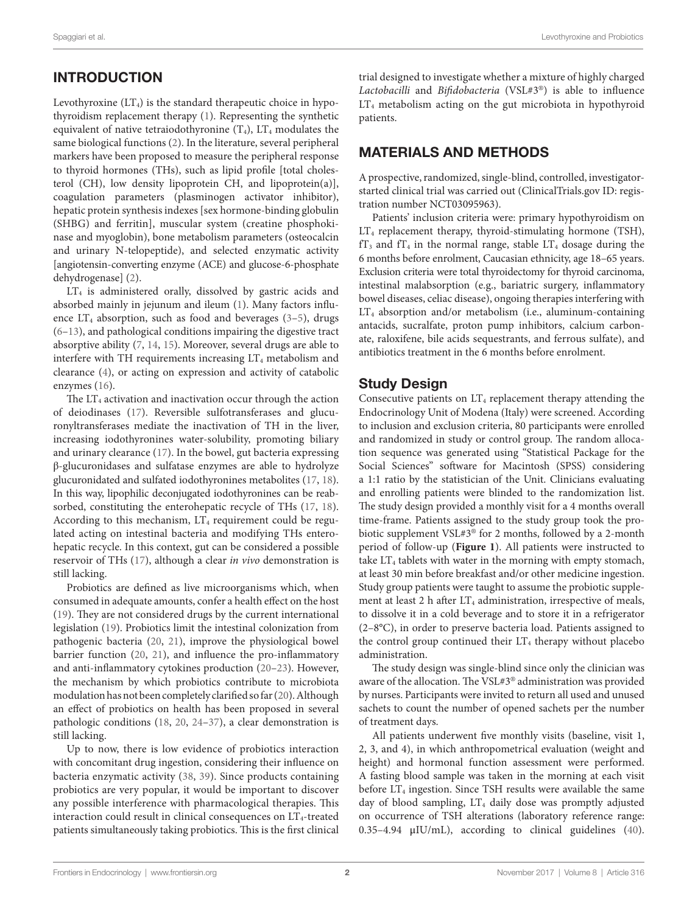## INTRODUCTION

Levothyroxine ($LT_4$) is the standard therapeutic choice in hypothyroidism replacement therapy (1). Representing the synthetic equivalent of native tetraiodothyronine ($T_4$), $LT_4$ modulates the same biological functions (2). In the literature, several peripheral markers have been proposed to measure the peripheral response to thyroid hormones (THs), such as lipid profile [total cholesterol (CH), low density lipoprotein CH, and lipoprotein(a)], coagulation parameters (plasminogen activator inhibitor), hepatic protein synthesis indexes [sex hormone-binding globulin (SHBG) and ferritin], muscular system (creatine phosphokinase and myoglobin), bone metabolism parameters (osteocalcin and urinary N-telopeptide), and selected enzymatic activity [angiotensin-converting enzyme (ACE) and glucose-6-phosphate dehydrogenase] (2).

$LT_4$ is administered orally, dissolved by gastric acids and absorbed mainly in jejunum and ileum (1). Many factors influence $LT_4$ absorption, such as food and beverages (3–5), drugs (6–13), and pathological conditions impairing the digestive tract absorptive ability (7, 14, 15). Moreover, several drugs are able to interfere with TH requirements increasing $LT_4$ metabolism and clearance (4), or acting on expression and activity of catabolic enzymes (16).

The $LT_4$ activation and inactivation occur through the action of deiodinases (17). Reversible sulfotransferases and glucuronyltransferases mediate the inactivation of TH in the liver, increasing iodothyronines water-solubility, promoting biliary and urinary clearance (17). In the bowel, gut bacteria expressing β-glucuronidases and sulfatase enzymes are able to hydrolyze glucuronidated and sulfated iodothyronines metabolites (17, 18). In this way, lipophilic deconjugated iodothyronines can be reabsorbed, constituting the enterohepatic recycle of THs (17, 18). According to this mechanism, $LT_4$ requirement could be regulated acting on intestinal bacteria and modifying THs enterohepatic recycle. In this context, gut can be considered a possible reservoir of THs (17), although a clear *in vivo* demonstration is still lacking.

Probiotics are defined as live microorganisms which, when consumed in adequate amounts, confer a health effect on the host (19). They are not considered drugs by the current international legislation (19). Probiotics limit the intestinal colonization from pathogenic bacteria (20, 21), improve the physiological bowel barrier function (20, 21), and influence the pro-inflammatory and anti-inflammatory cytokines production (20–23). However, the mechanism by which probiotics contribute to microbiota modulation has not been completely clarified so far (20). Although an effect of probiotics on health has been proposed in several pathologic conditions (18, 20, 24–37), a clear demonstration is still lacking.

Up to now, there is low evidence of probiotics interaction with concomitant drug ingestion, considering their influence on bacteria enzymatic activity (38, 39). Since products containing probiotics are very popular, it would be important to discover any possible interference with pharmacological therapies. This interaction could result in clinical consequences on $LT_4$-treated patients simultaneously taking probiotics. This is the first clinical trial designed to investigate whether a mixture of highly charged *Lactobacilli* and *Bifidobacteria* (VSL#3®) is able to influence $LT_4$ metabolism acting on the gut microbiota in hypothyroid patients.

## MATERIALS AND METHODS

A prospective, randomized, single-blind, controlled, investigator-started clinical trial was carried out (ClinicalTrials.gov ID: registration number NCT03095963).

Patients' inclusion criteria were: primary hypothyroidism on $LT_4$ replacement therapy, thyroid-stimulating hormone (TSH), $fT_3$ and $fT_4$ in the normal range, stable $LT_4$ dosage during the 6 months before enrolment, Caucasian ethnicity, age 18–65 years. Exclusion criteria were total thyroidectomy for thyroid carcinoma, intestinal malabsorption (e.g., bariatric surgery, inflammatory bowel diseases, celiac disease), ongoing therapies interfering with $LT_4$ absorption and/or metabolism (i.e., aluminum-containing antacids, sucralfate, proton pump inhibitors, calcium carbonate, raloxifene, bile acids sequestrants, and ferrous sulfate), and antibiotics treatment in the 6 months before enrolment.

### Study Design

Consecutive patients on $LT_4$ replacement therapy attending the Endocrinology Unit of Modena (Italy) were screened. According to inclusion and exclusion criteria, 80 participants were enrolled and randomized in study or control group. The random allocation sequence was generated using "Statistical Package for the Social Sciences" software for Macintosh (SPSS) considering a 1:1 ratio by the statistician of the Unit. Clinicians evaluating and enrolling patients were blinded to the randomization list. The study design provided a monthly visit for a 4 months overall time-frame. Patients assigned to the study group took the probiotic supplement VSL#3® for 2 months, followed by a 2-month period of follow-up (**Figure 1**). All patients were instructed to take $LT_4$ tablets with water in the morning with empty stomach, at least 30 min before breakfast and/or other medicine ingestion. Study group patients were taught to assume the probiotic supplement at least 2 h after $LT_4$ administration, irrespective of meals, to dissolve it in a cold beverage and to store it in a refrigerator (2–8°C), in order to preserve bacteria load. Patients assigned to the control group continued their $LT_4$ therapy without placebo administration.

The study design was single-blind since only the clinician was aware of the allocation. The VSL#3® administration was provided by nurses. Participants were invited to return all used and unused sachets to count the number of opened sachets per the number of treatment days.

All patients underwent five monthly visits (baseline, visit 1, 2, 3, and 4), in which anthropometrical evaluation (weight and height) and hormonal function assessment were performed. A fasting blood sample was taken in the morning at each visit before $LT_4$ ingestion. Since TSH results were available the same day of blood sampling, $LT_4$ daily dose was promptly adjusted on occurrence of TSH alterations (laboratory reference range: 0.35–4.94 μIU/mL), according to clinical guidelines (40).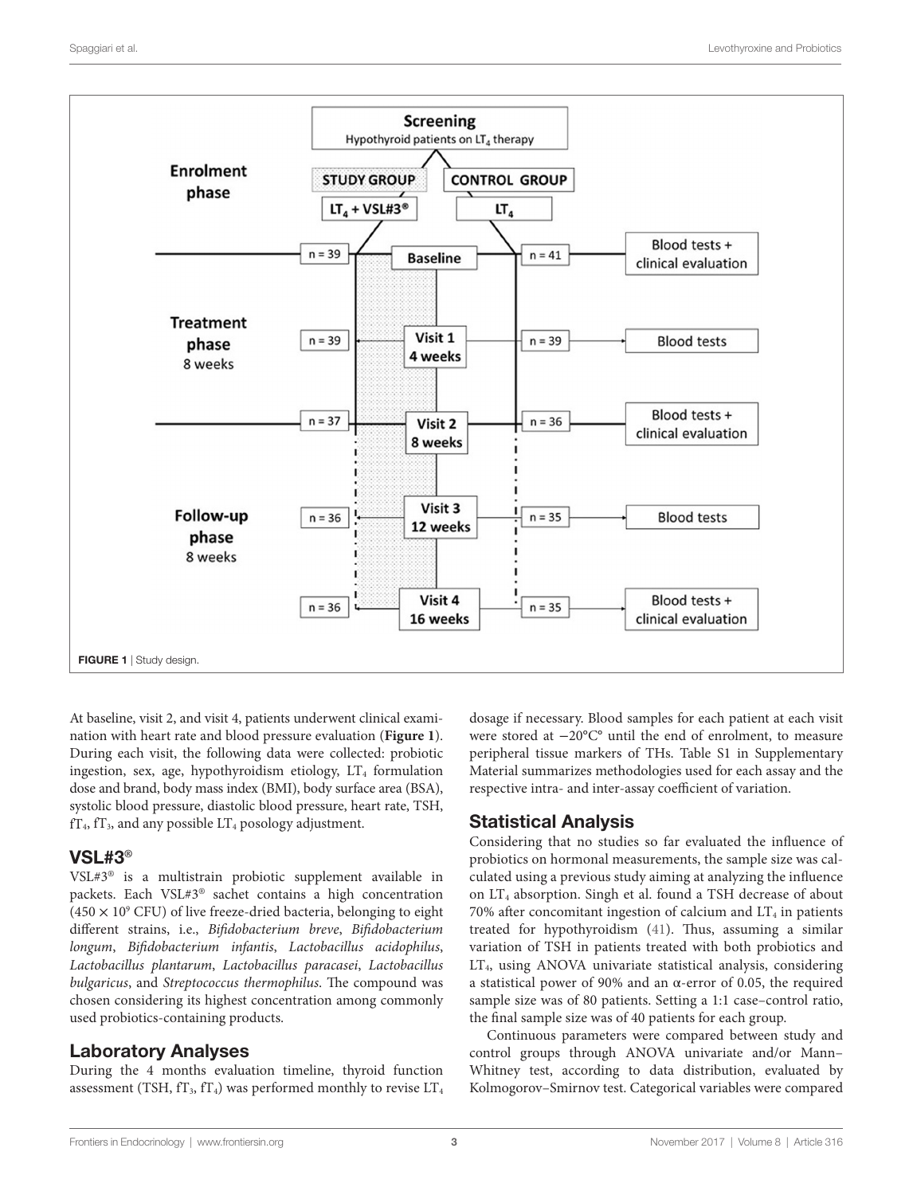FIGURE 1 | Study design.

At baseline, visit 2, and visit 4, patients underwent clinical examination with heart rate and blood pressure evaluation (**Figure 1**). During each visit, the following data were collected: probiotic ingestion, sex, age, hypothyroidism etiology, $LT_4$ formulation dose and brand, body mass index (BMI), body surface area (BSA), systolic blood pressure, diastolic blood pressure, heart rate, TSH, $fT_4$, $fT_3$, and any possible $LT_4$ posology adjustment.

## VSL#3®

VSL#3® is a multistrain probiotic supplement available in packets. Each VSL#3® sachet contains a high concentration ($450 \times 10^9$ CFU) of live freeze-dried bacteria, belonging to eight different strains, i.e., *Bifidobacterium breve*, *Bifidobacterium longum*, *Bifidobacterium infantis*, *Lactobacillus acidophilus*, *Lactobacillus plantarum*, *Lactobacillus paracasei*, *Lactobacillus bulgaricus*, and *Streptococcus thermophilus*. The compound was chosen considering its highest concentration among commonly used probiotics-containing products.

## Laboratory Analyses

During the 4 months evaluation timeline, thyroid function assessment (TSH, $fT_3$, $fT_4$) was performed monthly to revise $LT_4$ dosage if necessary. Blood samples for each patient at each visit were stored at −20°C° until the end of enrolment, to measure peripheral tissue markers of THs. Table S1 in Supplementary Material summarizes methodologies used for each assay and the respective intra- and inter-assay coefficient of variation.

## Statistical Analysis

Considering that no studies so far evaluated the influence of probiotics on hormonal measurements, the sample size was calculated using a previous study aiming at analyzing the influence on $LT_4$ absorption. Singh et al. found a TSH decrease of about 70% after concomitant ingestion of calcium and $LT_4$ in patients treated for hypothyroidism (41). Thus, assuming a similar variation of TSH in patients treated with both probiotics and $LT_4$, using ANOVA univariate statistical analysis, considering a statistical power of 90% and an α-error of 0.05, the required sample size was of 80 patients. Setting a 1:1 case–control ratio, the final sample size was of 40 patients for each group.

Continuous parameters were compared between study and control groups through ANOVA univariate and/or Mann–Whitney test, according to data distribution, evaluated by Kolmogorov–Smirnov test. Categorical variables were compared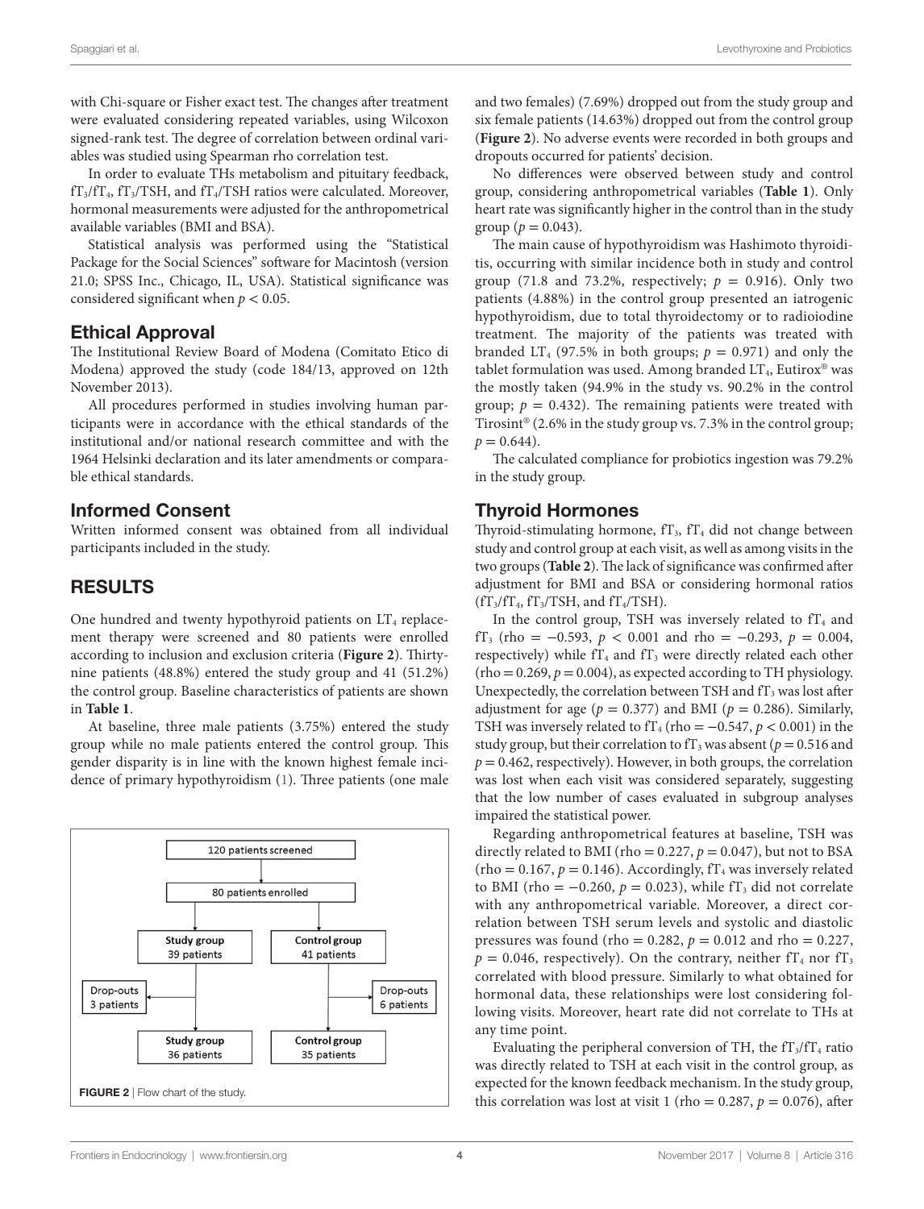with Chi-square or Fisher exact test. The changes after treatment were evaluated considering repeated variables, using Wilcoxon signed-rank test. The degree of correlation between ordinal variables was studied using Spearman rho correlation test.

In order to evaluate THs metabolism and pituitary feedback, $fT_3/fT_4$, $fT_3$/TSH, and $fT_4$/TSH ratios were calculated. Moreover, hormonal measurements were adjusted for the anthropometrical available variables (BMI and BSA).

Statistical analysis was performed using the "Statistical Package for the Social Sciences" software for Macintosh (version 21.0; SPSS Inc., Chicago, IL, USA). Statistical significance was considered significant when $p < 0.05$.

## Ethical Approval

The Institutional Review Board of Modena (Comitato Etico di Modena) approved the study (code 184/13, approved on 12th November 2013).

All procedures performed in studies involving human participants were in accordance with the ethical standards of the institutional and/or national research committee and with the 1964 Helsinki declaration and its later amendments or comparable ethical standards.

## Informed Consent

Written informed consent was obtained from all individual participants included in the study.

# RESULTS

One hundred and twenty hypothyroid patients on $LT_4$ replacement therapy were screened and 80 patients were enrolled according to inclusion and exclusion criteria (**Figure 2**). Thirty-nine patients (48.8%) entered the study group and 41 (51.2%) the control group. Baseline characteristics of patients are shown in **Table 1**.

At baseline, three male patients (3.75%) entered the study group while no male patients entered the control group. This gender disparity is in line with the known highest female incidence of primary hypothyroidism (1). Three patients (one male and two females) (7.69%) dropped out from the study group and six female patients (14.63%) dropped out from the control group (**Figure 2**). No adverse events were recorded in both groups and dropouts occurred for patients' decision.

120 patients screened → 80 patients enrolled → Study group 39 patients (Drop-outs 3 patients) → Study group 36 patients; Control group 41 patients (Drop-outs 6 patients) → Control group 35 patients

**FIGURE 2** | Flow chart of the study.

No differences were observed between study and control group, considering anthropometrical variables (**Table 1**). Only heart rate was significantly higher in the control than in the study group ($p = 0.043$).

The main cause of hypothyroidism was Hashimoto thyroiditis, occurring with similar incidence both in study and control group (71.8 and 73.2%, respectively; $p = 0.916$). Only two patients (4.88%) in the control group presented an iatrogenic hypothyroidism, due to total thyroidectomy or to radioiodine treatment. The majority of the patients was treated with branded $LT_4$ (97.5% in both groups; $p = 0.971$) and only the tablet formulation was used. Among branded $LT_4$, Eutirox® was the mostly taken (94.9% in the study vs. 90.2% in the control group; $p = 0.432$). The remaining patients were treated with Tirosint® (2.6% in the study group vs. 7.3% in the control group; $p = 0.644$).

The calculated compliance for probiotics ingestion was 79.2% in the study group.

## Thyroid Hormones

Thyroid-stimulating hormone, $fT_3$, $fT_4$ did not change between study and control group at each visit, as well as among visits in the two groups (**Table 2**). The lack of significance was confirmed after adjustment for BMI and BSA or considering hormonal ratios ($fT_3/fT_4$, $fT_3$/TSH, and $fT_4$/TSH).

In the control group, TSH was inversely related to $fT_4$ and $fT_3$ (rho = −0.593, $p < 0.001$ and rho = −0.293, $p = 0.004$, respectively) while $fT_4$ and $fT_3$ were directly related each other (rho = 0.269, $p = 0.004$), as expected according to TH physiology. Unexpectedly, the correlation between TSH and $fT_3$ was lost after adjustment for age ($p = 0.377$) and BMI ($p = 0.286$). Similarly, TSH was inversely related to $fT_4$ (rho = −0.547, $p < 0.001$) in the study group, but their correlation to $fT_3$ was absent ($p = 0.516$ and $p = 0.462$, respectively). However, in both groups, the correlation was lost when each visit was considered separately, suggesting that the low number of cases evaluated in subgroup analyses impaired the statistical power.

Regarding anthropometrical features at baseline, TSH was directly related to BMI (rho = 0.227, $p = 0.047$), but not to BSA (rho = 0.167, $p = 0.146$). Accordingly, $fT_4$ was inversely related to BMI (rho = −0.260, $p = 0.023$), while $fT_3$ did not correlate with any anthropometrical variable. Moreover, a direct correlation between TSH serum levels and systolic and diastolic pressures was found (rho = 0.282, $p = 0.012$ and rho = 0.227, $p = 0.046$, respectively). On the contrary, neither $fT_4$ nor $fT_3$ correlated with blood pressure. Similarly to what obtained for hormonal data, these relationships were lost considering following visits. Moreover, heart rate did not correlate to THs at any time point.

Evaluating the peripheral conversion of TH, the $fT_3/fT_4$ ratio was directly related to TSH at each visit in the control group, as expected for the known feedback mechanism. In the study group, this correlation was lost at visit 1 (rho = 0.287, $p = 0.076$), after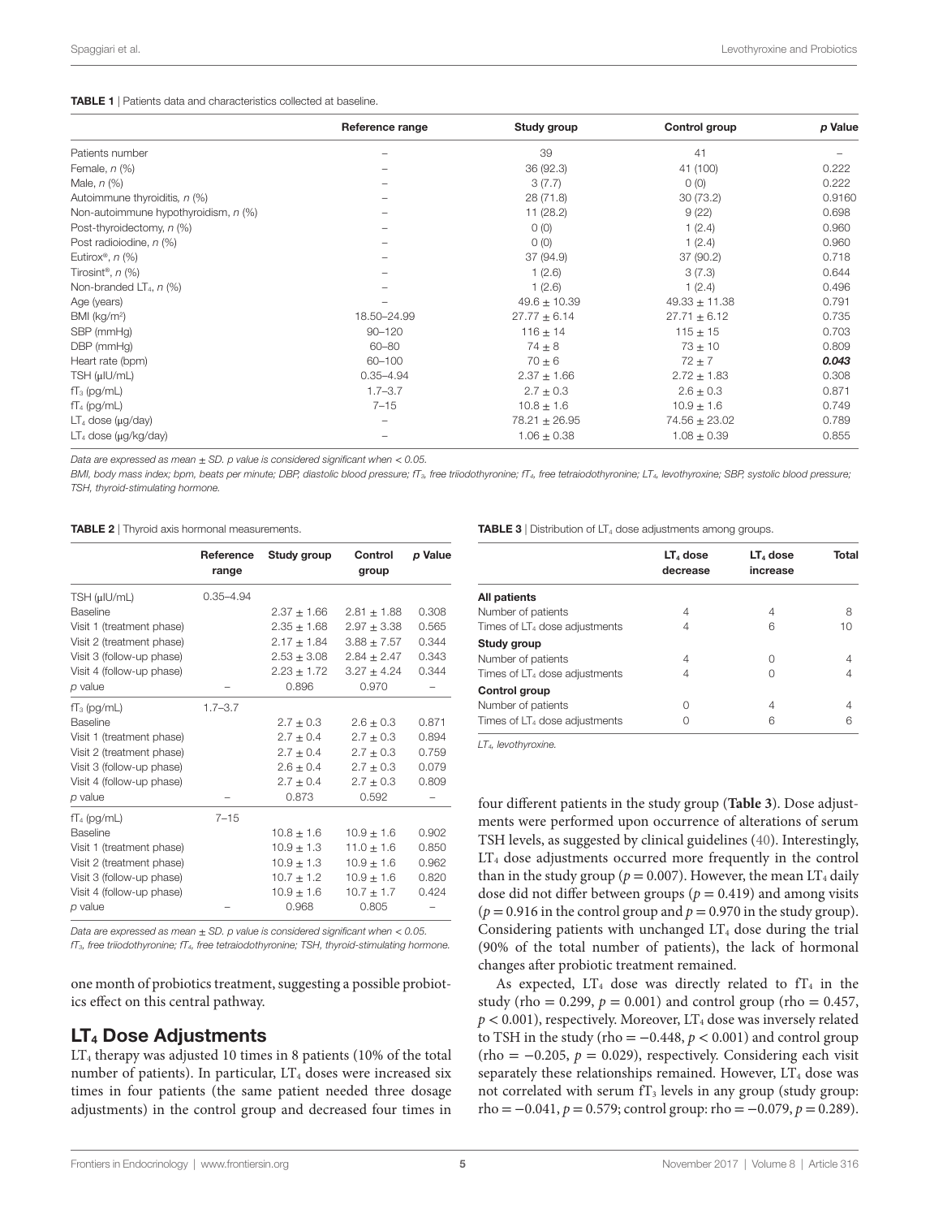**TABLE 1** | Patients data and characteristics collected at baseline.

| | Reference range | Study group | Control group | p Value |
|---|---|---|---|---|
| Patients number | – | 39 | 41 | – |
| Female, n (%) | – | 36 (92.3) | 41 (100) | 0.222 |
| Male, n (%) | – | 3 (7.7) | 0 (0) | 0.222 |
| Autoimmune thyroiditis, n (%) | – | 28 (71.8) | 30 (73.2) | 0.9160 |
| Non-autoimmune hypothyroidism, n (%) | – | 11 (28.2) | 9 (22) | 0.698 |
| Post-thyroidectomy, n (%) | – | 0 (0) | 1 (2.4) | 0.960 |
| Post radioiodine, n (%) | – | 0 (0) | 1 (2.4) | 0.960 |
| Eutirox®, n (%) | – | 37 (94.9) | 37 (90.2) | 0.718 |
| Tirosint®, n (%) | – | 1 (2.6) | 3 (7.3) | 0.644 |
| Non-branded $LT_4$, n (%) | – | 1 (2.6) | 1 (2.4) | 0.496 |
| Age (years) | – | 49.6 ± 10.39 | 49.33 ± 11.38 | 0.791 |
| BMI (kg/m²) | 18.50–24.99 | 27.77 ± 6.14 | 27.71 ± 6.12 | 0.735 |
| SBP (mmHg) | 90–120 | 116 ± 14 | 115 ± 15 | 0.703 |
| DBP (mmHg) | 60–80 | 74 ± 8 | 73 ± 10 | 0.809 |
| Heart rate (bpm) | 60–100 | 70 ± 6 | 72 ± 7 | ***0.043*** |
| TSH (μIU/mL) | 0.35–4.94 | 2.37 ± 1.66 | 2.72 ± 1.83 | 0.308 |
| $fT_3$ (pg/mL) | 1.7–3.7 | 2.7 ± 0.3 | 2.6 ± 0.3 | 0.871 |
| $fT_4$ (pg/mL) | 7–15 | 10.8 ± 1.6 | 10.9 ± 1.6 | 0.749 |
| $LT_4$ dose (μg/day) | – | 78.21 ± 26.95 | 74.56 ± 23.02 | 0.789 |
| $LT_4$ dose (μg/kg/day) | – | 1.06 ± 0.38 | 1.08 ± 0.39 | 0.855 |

*Data are expressed as mean ± SD. p value is considered significant when < 0.05.*

*BMI, body mass index; bpm, beats per minute; DBP, diastolic blood pressure; $fT_3$, free triiodothyronine; $fT_4$, free tetraiodothyronine; $LT_4$, levothyroxine; SBP, systolic blood pressure; TSH, thyroid-stimulating hormone.*

**TABLE 2** | Thyroid axis hormonal measurements.

| | Reference range | Study group | Control group | p Value |
|---|---|---|---|---|
| TSH (μIU/mL) | 0.35–4.94 | | | |
| Baseline | | 2.37 ± 1.66 | 2.81 ± 1.88 | 0.308 |
| Visit 1 (treatment phase) | | 2.35 ± 1.68 | 2.97 ± 3.38 | 0.565 |
| Visit 2 (treatment phase) | | 2.17 ± 1.84 | 3.88 ± 7.57 | 0.344 |
| Visit 3 (follow-up phase) | | 2.53 ± 3.08 | 2.84 ± 2.47 | 0.343 |
| Visit 4 (follow-up phase) | | 2.23 ± 1.72 | 3.27 ± 4.24 | 0.344 |
| p value | – | 0.896 | 0.970 | – |
| $fT_3$ (pg/mL) | 1.7–3.7 | | | |
| Baseline | | 2.7 ± 0.3 | 2.6 ± 0.3 | 0.871 |
| Visit 1 (treatment phase) | | 2.7 ± 0.4 | 2.7 ± 0.3 | 0.894 |
| Visit 2 (treatment phase) | | 2.7 ± 0.4 | 2.7 ± 0.3 | 0.759 |
| Visit 3 (follow-up phase) | | 2.6 ± 0.4 | 2.7 ± 0.3 | 0.079 |
| Visit 4 (follow-up phase) | | 2.7 ± 0.4 | 2.7 ± 0.3 | 0.809 |
| p value | – | 0.873 | 0.592 | – |
| $fT_4$ (pg/mL) | 7–15 | | | |
| Baseline | | 10.8 ± 1.6 | 10.9 ± 1.6 | 0.902 |
| Visit 1 (treatment phase) | | 10.9 ± 1.3 | 11.0 ± 1.6 | 0.850 |
| Visit 2 (treatment phase) | | 10.9 ± 1.3 | 10.9 ± 1.6 | 0.962 |
| Visit 3 (follow-up phase) | | 10.7 ± 1.2 | 10.9 ± 1.6 | 0.820 |
| Visit 4 (follow-up phase) | | 10.9 ± 1.6 | 10.7 ± 1.7 | 0.424 |
| p value | – | 0.968 | 0.805 | – |

*Data are expressed as mean ± SD. p value is considered significant when < 0.05.*
*$fT_3$, free triiodothyronine; $fT_4$, free tetraiodothyronine; TSH, thyroid-stimulating hormone.*

one month of probiotics treatment, suggesting a possible probiotics effect on this central pathway.

## $LT_4$ Dose Adjustments

$LT_4$ therapy was adjusted 10 times in 8 patients (10% of the total number of patients). In particular, $LT_4$ doses were increased six times in four patients (the same patient needed three dosage adjustments) in the control group and decreased four times in four different patients in the study group (**Table 3**). Dose adjustments were performed upon occurrence of alterations of serum TSH levels, as suggested by clinical guidelines (40). Interestingly, $LT_4$ dose adjustments occurred more frequently in the control than in the study group ($p = 0.007$). However, the mean $LT_4$ daily dose did not differ between groups ($p = 0.419$) and among visits ($p = 0.916$ in the control group and $p = 0.970$ in the study group). Considering patients with unchanged $LT_4$ dose during the trial (90% of the total number of patients), the lack of hormonal changes after probiotic treatment remained.

As expected, $LT_4$ dose was directly related to $fT_4$ in the study (rho = 0.299, $p = 0.001$) and control group (rho = 0.457, $p < 0.001$), respectively. Moreover, $LT_4$ dose was inversely related to TSH in the study (rho = −0.448, $p < 0.001$) and control group (rho = −0.205, $p = 0.029$), respectively. Considering each visit separately these relationships remained. However, $LT_4$ dose was not correlated with serum $fT_3$ levels in any group (study group: rho = −0.041, $p = 0.579$; control group: rho = −0.079, $p = 0.289$).

**TABLE 3** | Distribution of $LT_4$ dose adjustments among groups.

| | $LT_4$ dose decrease | $LT_4$ dose increase | Total |
|---|---|---|---|
| **All patients** | | | |
| Number of patients | 4 | 4 | 8 |
| Times of $LT_4$ dose adjustments | 4 | 6 | 10 |
| **Study group** | | | |
| Number of patients | 4 | 0 | 4 |
| Times of $LT_4$ dose adjustments | 4 | 0 | 4 |
| **Control group** | | | |
| Number of patients | 0 | 4 | 4 |
| Times of $LT_4$ dose adjustments | 0 | 6 | 6 |

*$LT_4$, levothyroxine.*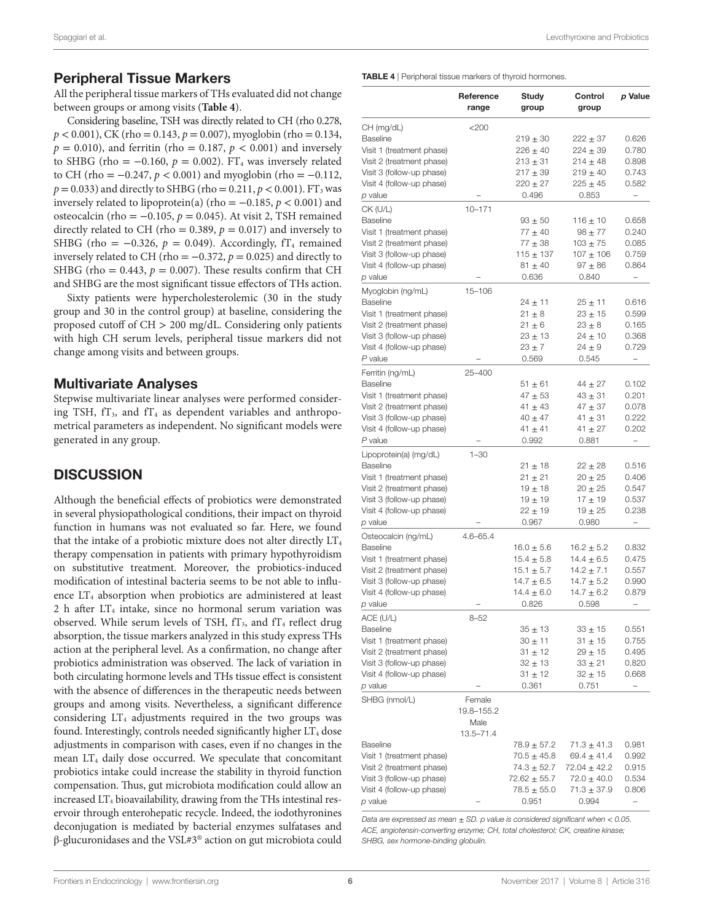## Peripheral Tissue Markers

All the peripheral tissue markers of THs evaluated did not change between groups or among visits (**Table 4**).

Considering baseline, TSH was directly related to CH (rho 0.278, $p < 0.001$), CK (rho = 0.143, $p = 0.007$), myoglobin (rho = 0.134, $p = 0.010$), and ferritin (rho = 0.187, $p < 0.001$) and inversely to SHBG (rho = −0.160, $p = 0.002$). $FT_4$ was inversely related to CH (rho = −0.247, $p < 0.001$) and myoglobin (rho = −0.112, $p = 0.033$) and directly to SHBG (rho = 0.211, $p < 0.001$). $FT_3$ was inversely related to lipoprotein(a) (rho = −0.185, $p < 0.001$) and osteocalcin (rho = −0.105, $p = 0.045$). At visit 2, TSH remained directly related to CH (rho = 0.389, $p = 0.017$) and inversely to SHBG (rho = −0.326, $p = 0.049$). Accordingly, $fT_4$ remained inversely related to CH (rho = −0.372, $p = 0.025$) and directly to SHBG (rho = 0.443, $p = 0.007$). These results confirm that CH and SHBG are the most significant tissue effectors of THs action.

Sixty patients were hypercholesterolemic (30 in the study group and 30 in the control group) at baseline, considering the proposed cutoff of CH > 200 mg/dL. Considering only patients with high CH serum levels, peripheral tissue markers did not change among visits and between groups.

## Multivariate Analyses

Stepwise multivariate linear analyses were performed considering TSH, $fT_3$, and $fT_4$ as dependent variables and anthropometrical parameters as independent. No significant models were generated in any group.

# DISCUSSION

Although the beneficial effects of probiotics were demonstrated in several physiopathological conditions, their impact on thyroid function in humans was not evaluated so far. Here, we found that the intake of a probiotic mixture does not alter directly $LT_4$ therapy compensation in patients with primary hypothyroidism on substitutive treatment. Moreover, the probiotics-induced modification of intestinal bacteria seems to be not able to influence $LT_4$ absorption when probiotics are administered at least 2 h after $LT_4$ intake, since no hormonal serum variation was observed. While serum levels of TSH, $fT_3$, and $fT_4$ reflect drug absorption, the tissue markers analyzed in this study express THs action at the peripheral level. As a confirmation, no change after probiotics administration was observed. The lack of variation in both circulating hormone levels and THs tissue effect is consistent with the absence of differences in the therapeutic needs between groups and among visits. Nevertheless, a significant difference considering $LT_4$ adjustments required in the two groups was found. Interestingly, controls needed significantly higher $LT_4$ dose adjustments in comparison with cases, even if no changes in the mean $LT_4$ daily dose occurred. We speculate that concomitant probiotics intake could increase the stability in thyroid function compensation. Thus, gut microbiota modification could allow an increased $LT_4$ bioavailability, drawing from the THs intestinal reservoir through enterohepatic recycle. Indeed, the iodothyronines deconjugation is mediated by bacterial enzymes sulfatases and β-glucuronidases and the VSL#3® action on gut microbiota could

**TABLE 4** | Peripheral tissue markers of thyroid hormones.

| | Reference range | Study group | Control group | p Value |
|---|---|---|---|---|
| CH (mg/dL) | <200 | | | |
| Baseline | | 219 ± 30 | 222 ± 37 | 0.626 |
| Visit 1 (treatment phase) | | 226 ± 40 | 224 ± 39 | 0.780 |
| Visit 2 (treatment phase) | | 213 ± 31 | 214 ± 48 | 0.898 |
| Visit 3 (follow-up phase) | | 217 ± 39 | 219 ± 40 | 0.743 |
| Visit 4 (follow-up phase) | | 220 ± 27 | 225 ± 45 | 0.582 |
| p value | – | 0.496 | 0.853 | – |
| CK (U/L) | 10–171 | | | |
| Baseline | | 93 ± 50 | 116 ± 10 | 0.658 |
| Visit 1 (treatment phase) | | 77 ± 40 | 98 ± 77 | 0.240 |
| Visit 2 (treatment phase) | | 77 ± 38 | 103 ± 75 | 0.085 |
| Visit 3 (follow-up phase) | | 115 ± 137 | 107 ± 106 | 0.759 |
| Visit 4 (follow-up phase) | | 81 ± 40 | 97 ± 86 | 0.864 |
| p value | – | 0.636 | 0.840 | – |
| Myoglobin (ng/mL) | 15–106 | | | |
| Baseline | | 24 ± 11 | 25 ± 11 | 0.616 |
| Visit 1 (treatment phase) | | 21 ± 8 | 23 ± 15 | 0.599 |
| Visit 2 (treatment phase) | | 21 ± 6 | 23 ± 8 | 0.165 |
| Visit 3 (follow-up phase) | | 23 ± 13 | 24 ± 10 | 0.368 |
| Visit 4 (follow-up phase) | | 23 ± 7 | 24 ± 9 | 0.729 |
| P value | – | 0.569 | 0.545 | – |
| Ferritin (ng/mL) | 25–400 | | | |
| Baseline | | 51 ± 61 | 44 ± 27 | 0.102 |
| Visit 1 (treatment phase) | | 47 ± 53 | 43 ± 31 | 0.201 |
| Visit 2 (treatment phase) | | 41 ± 43 | 47 ± 37 | 0.078 |
| Visit 3 (follow-up phase) | | 40 ± 47 | 41 ± 31 | 0.222 |
| Visit 4 (follow-up phase) | | 41 ± 41 | 41 ± 27 | 0.202 |
| P value | – | 0.992 | 0.881 | – |
| Lipoprotein(a) (mg/dL) | 1–30 | | | |
| Baseline | | 21 ± 18 | 22 ± 28 | 0.516 |
| Visit 1 (treatment phase) | | 21 ± 21 | 20 ± 25 | 0.406 |
| Visit 2 (treatment phase) | | 19 ± 18 | 20 ± 25 | 0.547 |
| Visit 3 (follow-up phase) | | 19 ± 19 | 17 ± 19 | 0.537 |
| Visit 4 (follow-up phase) | | 22 ± 19 | 19 ± 25 | 0.238 |
| p value | – | 0.967 | 0.980 | – |
| Osteocalcin (ng/mL) | 4.6–65.4 | | | |
| Baseline | | 16.0 ± 5.6 | 16.2 ± 5.2 | 0.832 |
| Visit 1 (treatment phase) | | 15.4 ± 5.8 | 14.4 ± 6.5 | 0.475 |
| Visit 2 (treatment phase) | | 15.1 ± 5.7 | 14.2 ± 7.1 | 0.557 |
| Visit 3 (follow-up phase) | | 14.7 ± 6.5 | 14.7 ± 5.2 | 0.990 |
| Visit 4 (follow-up phase) | | 14.4 ± 6.0 | 14.7 ± 6.2 | 0.879 |
| p value | – | 0.826 | 0.598 | – |
| ACE (U/L) | 8–52 | | | |
| Baseline | | 35 ± 13 | 33 ± 15 | 0.551 |
| Visit 1 (treatment phase) | | 30 ± 11 | 31 ± 15 | 0.755 |
| Visit 2 (treatment phase) | | 31 ± 12 | 29 ± 15 | 0.495 |
| Visit 3 (follow-up phase) | | 32 ± 13 | 33 ± 21 | 0.820 |
| Visit 4 (follow-up phase) | | 31 ± 12 | 32 ± 15 | 0.668 |
| p value | – | 0.361 | 0.751 | – |
| SHBG (nmol/L) | Female 19.8–155.2 Male 13.5–71.4 | | | |
| Baseline | | 78.9 ± 57.2 | 71.3 ± 41.3 | 0.981 |
| Visit 1 (treatment phase) | | 70.5 ± 45.8 | 69.4 ± 41.4 | 0.992 |
| Visit 2 (treatment phase) | | 74.3 ± 52.7 | 72.04 ± 42.2 | 0.915 |
| Visit 3 (follow-up phase) | | 72.62 ± 55.7 | 72.0 ± 40.0 | 0.534 |
| Visit 4 (follow-up phase) | | 78.5 ± 55.0 | 71.3 ± 37.9 | 0.806 |
| p value | – | 0.951 | 0.994 | – |

*Data are expressed as mean ± SD. p value is considered significant when < 0.05. ACE, angiotensin-converting enzyme; CH, total cholesterol; CK, creatine kinase; SHBG, sex hormone-binding globulin.*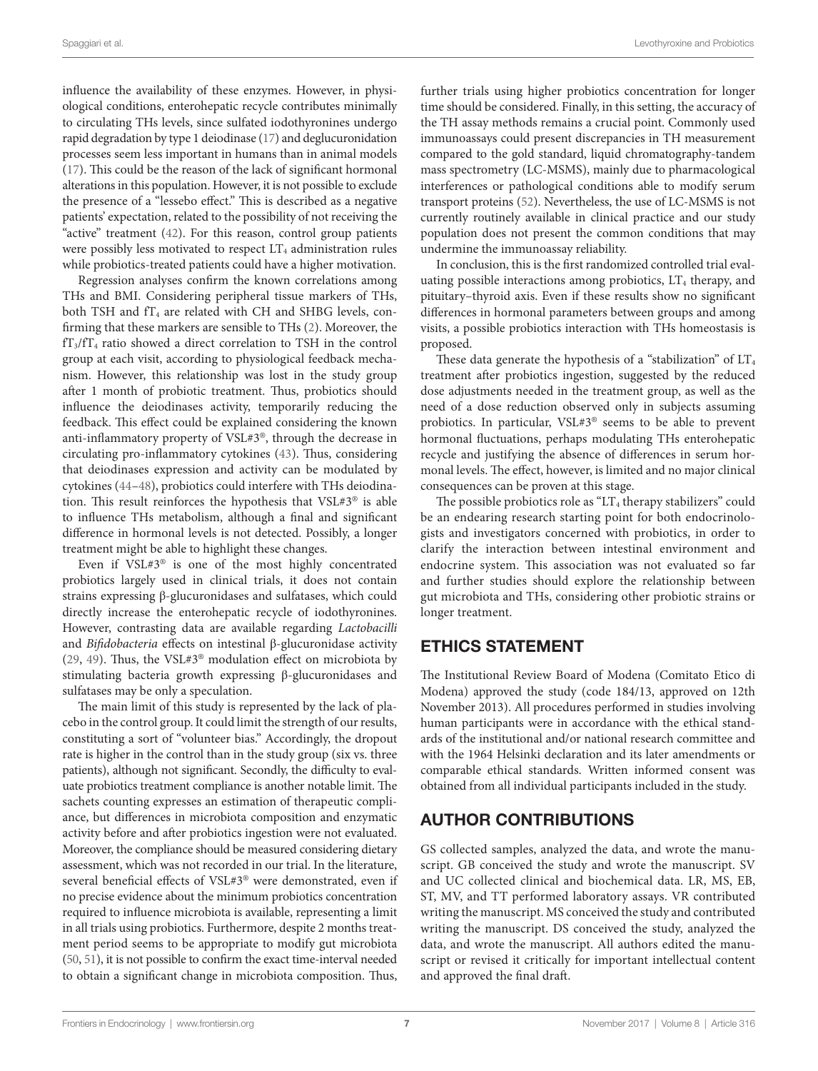influence the availability of these enzymes. However, in physiological conditions, enterohepatic recycle contributes minimally to circulating THs levels, since sulfated iodothyronines undergo rapid degradation by type 1 deiodinase (17) and deglucuronidation processes seem less important in humans than in animal models (17). This could be the reason of the lack of significant hormonal alterations in this population. However, it is not possible to exclude the presence of a "lessebo effect." This is described as a negative patients' expectation, related to the possibility of not receiving the "active" treatment (42). For this reason, control group patients were possibly less motivated to respect $LT_4$ administration rules while probiotics-treated patients could have a higher motivation.

Regression analyses confirm the known correlations among THs and BMI. Considering peripheral tissue markers of THs, both TSH and $fT_4$ are related with CH and SHBG levels, confirming that these markers are sensible to THs (2). Moreover, the $fT_3/fT_4$ ratio showed a direct correlation to TSH in the control group at each visit, according to physiological feedback mechanism. However, this relationship was lost in the study group after 1 month of probiotic treatment. Thus, probiotics should influence the deiodinases activity, temporarily reducing the feedback. This effect could be explained considering the known anti-inflammatory property of VSL#3®, through the decrease in circulating pro-inflammatory cytokines (43). Thus, considering that deiodinases expression and activity can be modulated by cytokines (44–48), probiotics could interfere with THs deiodination. This result reinforces the hypothesis that VSL#3® is able to influence THs metabolism, although a final and significant difference in hormonal levels is not detected. Possibly, a longer treatment might be able to highlight these changes.

Even if VSL#3® is one of the most highly concentrated probiotics largely used in clinical trials, it does not contain strains expressing β-glucuronidases and sulfatases, which could directly increase the enterohepatic recycle of iodothyronines. However, contrasting data are available regarding *Lactobacilli* and *Bifidobacteria* effects on intestinal β-glucuronidase activity (29, 49). Thus, the VSL#3® modulation effect on microbiota by stimulating bacteria growth expressing β-glucuronidases and sulfatases may be only a speculation.

The main limit of this study is represented by the lack of placebo in the control group. It could limit the strength of our results, constituting a sort of "volunteer bias." Accordingly, the dropout rate is higher in the control than in the study group (six vs. three patients), although not significant. Secondly, the difficulty to evaluate probiotics treatment compliance is another notable limit. The sachets counting expresses an estimation of therapeutic compliance, but differences in microbiota composition and enzymatic activity before and after probiotics ingestion were not evaluated. Moreover, the compliance should be measured considering dietary assessment, which was not recorded in our trial. In the literature, several beneficial effects of VSL#3® were demonstrated, even if no precise evidence about the minimum probiotics concentration required to influence microbiota is available, representing a limit in all trials using probiotics. Furthermore, despite 2 months treatment period seems to be appropriate to modify gut microbiota (50, 51), it is not possible to confirm the exact time-interval needed to obtain a significant change in microbiota composition. Thus, further trials using higher probiotics concentration for longer time should be considered. Finally, in this setting, the accuracy of the TH assay methods remains a crucial point. Commonly used immunoassays could present discrepancies in TH measurement compared to the gold standard, liquid chromatography-tandem mass spectrometry (LC-MSMS), mainly due to pharmacological interferences or pathological conditions able to modify serum transport proteins (52). Nevertheless, the use of LC-MSMS is not currently routinely available in clinical practice and our study population does not present the common conditions that may undermine the immunoassay reliability.

In conclusion, this is the first randomized controlled trial evaluating possible interactions among probiotics, $LT_4$ therapy, and pituitary–thyroid axis. Even if these results show no significant differences in hormonal parameters between groups and among visits, a possible probiotics interaction with THs homeostasis is proposed.

These data generate the hypothesis of a "stabilization" of $LT_4$ treatment after probiotics ingestion, suggested by the reduced dose adjustments needed in the treatment group, as well as the need of a dose reduction observed only in subjects assuming probiotics. In particular, VSL#3® seems to be able to prevent hormonal fluctuations, perhaps modulating THs enterohepatic recycle and justifying the absence of differences in serum hormonal levels. The effect, however, is limited and no major clinical consequences can be proven at this stage.

The possible probiotics role as "$LT_4$ therapy stabilizers" could be an endearing research starting point for both endocrinologists and investigators concerned with probiotics, in order to clarify the interaction between intestinal environment and endocrine system. This association was not evaluated so far and further studies should explore the relationship between gut microbiota and THs, considering other probiotic strains or longer treatment.

## ETHICS STATEMENT

The Institutional Review Board of Modena (Comitato Etico di Modena) approved the study (code 184/13, approved on 12th November 2013). All procedures performed in studies involving human participants were in accordance with the ethical standards of the institutional and/or national research committee and with the 1964 Helsinki declaration and its later amendments or comparable ethical standards. Written informed consent was obtained from all individual participants included in the study.

## AUTHOR CONTRIBUTIONS

GS collected samples, analyzed the data, and wrote the manuscript. GB conceived the study and wrote the manuscript. SV and UC collected clinical and biochemical data. LR, MS, EB, ST, MV, and TT performed laboratory assays. VR contributed writing the manuscript. MS conceived the study and contributed writing the manuscript. DS conceived the study, analyzed the data, and wrote the manuscript. All authors edited the manuscript or revised it critically for important intellectual content and approved the final draft.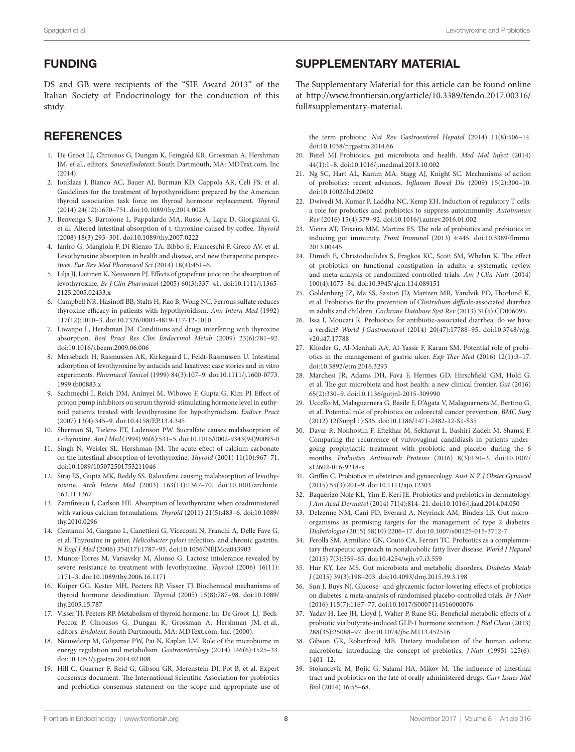## FUNDING

DS and GB were recipients of the "SIE Award 2013" of the Italian Society of Endocrinology for the conduction of this study.

## REFERENCES

1. De Groot LJ, Chrousos G, Dungan K, Feingold KR, Grossman A, Hershman JM, et al., editors. *SourceEndotext*. South Dartmouth, MA: MDText.com, Inc (2014).
2. Jonklaas J, Bianco AC, Bauer AJ, Burman KD, Cappola AR, Celi FS, et al. Guidelines for the treatment of hypothyroidism: prepared by the American thyroid association task force on thyroid hormone replacement. *Thyroid* (2014) 24(12):1670–751. doi:10.1089/thy.2014.0028
3. Benvenga S, Bartolone L, Pappalardo MA, Russo A, Lapa D, Giorgianni G, et al. Altered intestinal absorption of L-thyroxine caused by coffee. *Thyroid* (2008) 18(3):293–301. doi:10.1089/thy.2007.0222
4. Ianiro G, Mangiola F, Di Rienzo TA, Bibbo S, Franceschi F, Greco AV, et al. Levothyroxine absorption in health and disease, and new therapeutic perspectives. *Eur Rev Med Pharmacol Sci* (2014) 18(4):451–6.
5. Lilja JJ, Laitinen K, Neuvonen PJ. Effects of grapefruit juice on the absorption of levothyroxine. *Br J Clin Pharmacol* (2005) 60(3):337–41. doi:10.1111/j.1365-2125.2005.02433.x
6. Campbell NR, Hasinoff BB, Stalts H, Rao B, Wong NC. Ferrous sulfate reduces thyroxine efficacy in patients with hypothyroidism. *Ann Intern Med* (1992) 117(12):1010–3. doi:10.7326/0003-4819-117-12-1010
7. Liwanpo L, Hershman JM. Conditions and drugs interfering with thyroxine absorption. *Best Pract Res Clin Endocrinol Metab* (2009) 23(6):781–92. doi:10.1016/j.beem.2009.06.006
8. Mersebach H, Rasmussen AK, Kirkegaard L, Feldt-Rasmussen U. Intestinal adsorption of levothyroxine by antacids and laxatives: case stories and in vitro experiments. *Pharmacol Toxicol* (1999) 84(3):107–9. doi:10.1111/j.1600-0773.1999.tb00883.x
9. Sachmechi I, Reich DM, Aninyei M, Wibowo F, Gupta G, Kim PJ. Effect of proton pump inhibitors on serum thyroid-stimulating hormone level in euthyroid patients treated with levothyroxine for hypothyroidism. *Endocr Pract* (2007) 13(4):345–9. doi:10.4158/EP.13.4.345
10. Sherman SI, Tielens ET, Ladenson PW. Sucralfate causes malabsorption of L-thyroxine. *Am J Med* (1994) 96(6):531–5. doi:10.1016/0002-9343(94)90093-0
11. Singh N, Weisler SL, Hershman JM. The acute effect of calcium carbonate on the intestinal absorption of levothyroxine. *Thyroid* (2001) 11(10):967–71. doi:10.1089/105072501753211046
12. Siraj ES, Gupta MK, Reddy SS. Raloxifene causing malabsorption of levothyroxine. *Arch Intern Med* (2003) 163(11):1367–70. doi:10.1001/archinte.163.11.1367
13. Zamfirescu I, Carlson HE. Absorption of levothyroxine when coadministered with various calcium formulations. *Thyroid* (2011) 21(5):483–6. doi:10.1089/thy.2010.0296
14. Centanni M, Gargano L, Canettieri G, Viceconti N, Franchi A, Delle Fave G, et al. Thyroxine in goiter, *Helicobacter pylori* infection, and chronic gastritis. *N Engl J Med* (2006) 354(17):1787–95. doi:10.1056/NEJMoa043903
15. Munoz-Torres M, Varsavsky M, Alonso G. Lactose intolerance revealed by severe resistance to treatment with levothyroxine. *Thyroid* (2006) 16(11):1171–3. doi:10.1089/thy.2006.16.1171
16. Kuiper GG, Kester MH, Peeters RP, Visser TJ. Biochemical mechanisms of thyroid hormone deiodination. *Thyroid* (2005) 15(8):787–98. doi:10.1089/thy.2005.15.787
17. Visser TJ, Peeters RP. Metabolism of thyroid hormone. In: De Groot LJ, Beck-Peccoz P, Chrousos G, Dungan K, Grossman A, Hershman JM, et al., editors. *Endotext*. South Dartmouth, MA: MDText.com, Inc. (2000).
18. Nieuwdorp M, Gilijamse PW, Pai N, Kaplan LM. Role of the microbiome in energy regulation and metabolism. *Gastroenterology* (2014) 146(6):1525–33. doi:10.1053/j.gastro.2014.02.008
19. Hill C, Guarner F, Reid G, Gibson GR, Merenstein DJ, Pot B, et al. Expert consensus document. The International Scientific Association for probiotics and prebiotics consensus statement on the scope and appropriate use of the term probiotic. *Nat Rev Gastroenterol Hepatol* (2014) 11(8):506–14. doi:10.1038/nrgastro.2014.66
20. Butel MJ. Probiotics, gut microbiota and health. *Med Mal Infect* (2014) 44(1):1–8. doi:10.1016/j.medmal.2013.10.002
21. Ng SC, Hart AL, Kamm MA, Stagg AJ, Knight SC. Mechanisms of action of probiotics: recent advances. *Inflamm Bowel Dis* (2009) 15(2):300–10. doi:10.1002/ibd.20602
22. Dwivedi M, Kumar P, Laddha NC, Kemp EH. Induction of regulatory T cells: a role for probiotics and prebiotics to suppress autoimmunity. *Autoimmun Rev* (2016) 15(4):379–92. doi:10.1016/j.autrev.2016.01.002
23. Vieira AT, Teixeira MM, Martins FS. The role of probiotics and prebiotics in inducing gut immunity. *Front Immunol* (2013) 4:445. doi:10.3389/fimmu.2013.00445
24. Dimidi E, Christodoulides S, Fragkos KC, Scott SM, Whelan K. The effect of probiotics on functional constipation in adults: a systematic review and meta-analysis of randomized controlled trials. *Am J Clin Nutr* (2014) 100(4):1075–84. doi:10.3945/ajcn.114.089151
25. Goldenberg JZ, Ma SS, Saxton JD, Martzen MR, Vandvik PO, Thorlund K, et al. Probiotics for the prevention of *Clostridium difficile*-associated diarrhea in adults and children. *Cochrane Database Syst Rev* (2013) 31(5):CD006095.
26. Issa I, Moucari R. Probiotics for antibiotic-associated diarrhea: do we have a verdict? *World J Gastroenterol* (2014) 20(47):17788–95. doi:10.3748/wjg.v20.i47.17788
27. Khoder G, Al-Menhali AA, Al-Yassir F, Karam SM. Potential role of probiotics in the management of gastric ulcer. *Exp Ther Med* (2016) 12(1):3–17. doi:10.3892/etm.2016.3293
28. Marchesi JR, Adams DH, Fava F, Hermes GD, Hirschfield GM, Hold G, et al. The gut microbiota and host health: a new clinical frontier. *Gut* (2016) 65(2):330–9. doi:10.1136/gutjnl-2015-309990
29. Uccello M, Malaguarnera G, Basile F, D'Agata V, Malaguarnera M, Bertino G, et al. Potential role of probiotics on colorectal cancer prevention. *BMC Surg* (2012) 12(Suppl 1):S35. doi:10.1186/1471-2482-12-S1-S35
30. Davar R, Nokhostin F, Eftekhar M, Sekhavat L, Bashiri Zadeh M, Shamsi F. Comparing the recurrence of vulvovaginal candidiasis in patients undergoing prophylactic treatment with probiotic and placebo during the 6 months. *Probiotics Antimicrob Proteins* (2016) 8(3):130–3. doi:10.1007/s12602-016-9218-x
31. Griffin C. Probiotics in obstetrics and gynaecology. *Aust N Z J Obstet Gynaecol* (2015) 55(3):201–9. doi:10.1111/ajo.12303
32. Baquerizo Nole KL, Yim E, Keri JE. Probiotics and prebiotics in dermatology. *J Am Acad Dermatol* (2014) 71(4):814–21. doi:10.1016/j.jaad.2014.04.050
33. Delzenne NM, Cani PD, Everard A, Neyrinck AM, Bindels LB. Gut microorganisms as promising targets for the management of type 2 diabetes. *Diabetologia* (2015) 58(10):2206–17. doi:10.1007/s00125-015-3712-7
34. Ferolla SM, Armiliato GN, Couto CA, Ferrari TC. Probiotics as a complementary therapeutic approach in nonalcoholic fatty liver disease. *World J Hepatol* (2015) 7(3):559–65. doi:10.4254/wjh.v7.i3.559
35. Hur KY, Lee MS. Gut microbiota and metabolic disorders. *Diabetes Metab J* (2015) 39(3):198–203. doi:10.4093/dmj.2015.39.3.198
36. Sun J, Buys NJ. Glucose- and glycaemic factor-lowering effects of probiotics on diabetes: a meta-analysis of randomised placebo-controlled trials. *Br J Nutr* (2016) 115(7):1167–77. doi:10.1017/S0007114516000076
37. Yadav H, Lee JH, Lloyd J, Walter P, Rane SG. Beneficial metabolic effects of a probiotic via butyrate-induced GLP-1 hormone secretion. *J Biol Chem* (2013) 288(35):25088–97. doi:10.1074/jbc.M113.452516
38. Gibson GR, Roberfroid MB. Dietary modulation of the human colonic microbiota: introducing the concept of prebiotics. *J Nutr* (1995) 125(6):1401–12.
39. Stojancevic M, Bojic G, Salami HA, Mikov M. The influence of intestinal tract and probiotics on the fate of orally administered drugs. *Curr Issues Mol Biol* (2014) 16:55–68.

## SUPPLEMENTARY MATERIAL

The Supplementary Material for this article can be found online at http://www.frontiersin.org/article/10.3389/fendo.2017.00316/full#supplementary-material.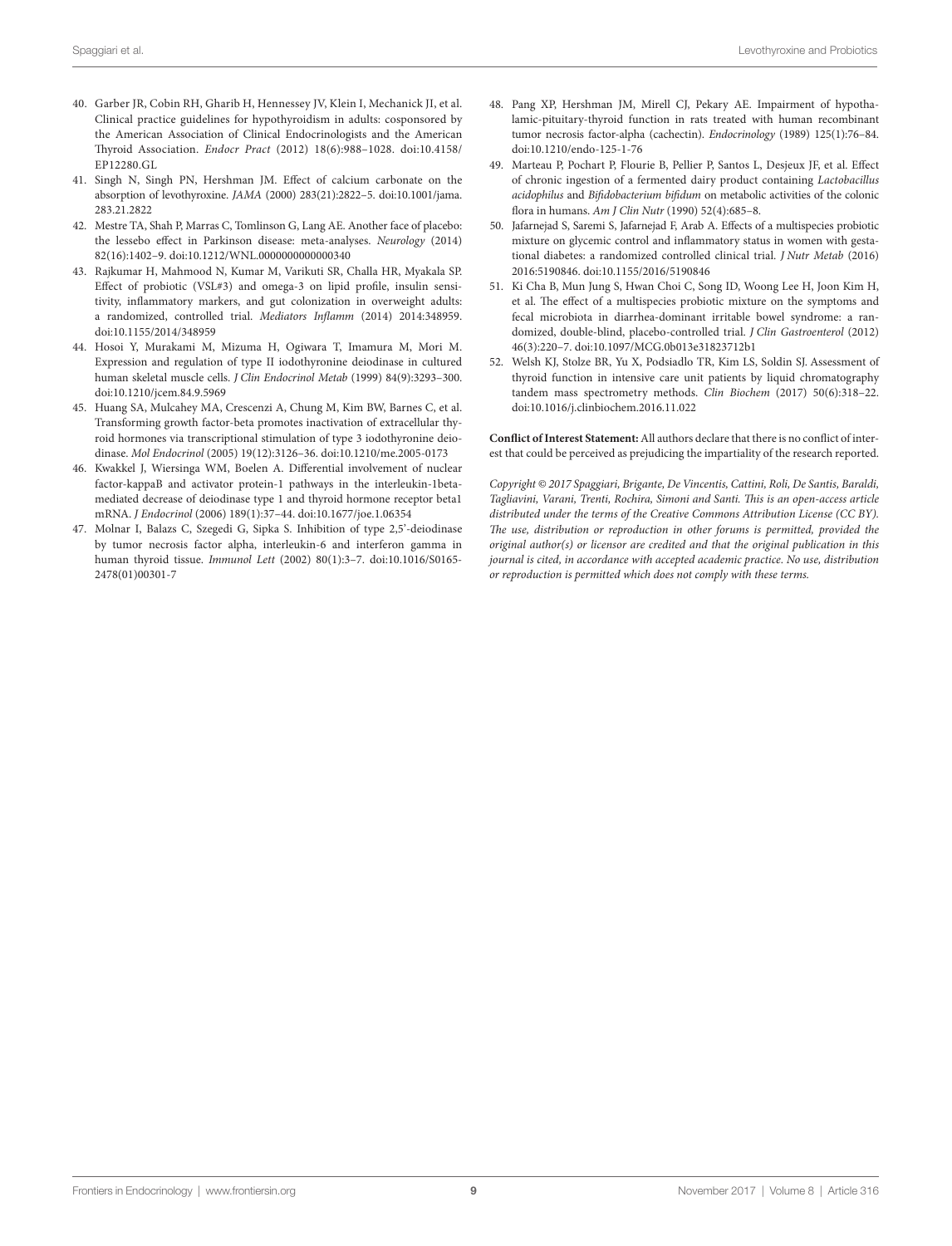40. Garber JR, Cobin RH, Gharib H, Hennessey JV, Klein I, Mechanick JI, et al. Clinical practice guidelines for hypothyroidism in adults: cosponsored by the American Association of Clinical Endocrinologists and the American Thyroid Association. *Endocr Pract* (2012) 18(6):988–1028. doi:10.4158/EP12280.GL
41. Singh N, Singh PN, Hershman JM. Effect of calcium carbonate on the absorption of levothyroxine. *JAMA* (2000) 283(21):2822–5. doi:10.1001/jama.283.21.2822
42. Mestre TA, Shah P, Marras C, Tomlinson G, Lang AE. Another face of placebo: the lessebo effect in Parkinson disease: meta-analyses. *Neurology* (2014) 82(16):1402–9. doi:10.1212/WNL.0000000000000340
43. Rajkumar H, Mahmood N, Kumar M, Varikuti SR, Challa HR, Myakala SP. Effect of probiotic (VSL#3) and omega-3 on lipid profile, insulin sensitivity, inflammatory markers, and gut colonization in overweight adults: a randomized, controlled trial. *Mediators Inflamm* (2014) 2014:348959. doi:10.1155/2014/348959
44. Hosoi Y, Murakami M, Mizuma H, Ogiwara T, Imamura M, Mori M. Expression and regulation of type II iodothyronine deiodinase in cultured human skeletal muscle cells. *J Clin Endocrinol Metab* (1999) 84(9):3293–300. doi:10.1210/jcem.84.9.5969
45. Huang SA, Mulcahey MA, Crescenzi A, Chung M, Kim BW, Barnes C, et al. Transforming growth factor-beta promotes inactivation of extracellular thyroid hormones via transcriptional stimulation of type 3 iodothyronine deiodinase. *Mol Endocrinol* (2005) 19(12):3126–36. doi:10.1210/me.2005-0173
46. Kwakkel J, Wiersinga WM, Boelen A. Differential involvement of nuclear factor-kappaB and activator protein-1 pathways in the interleukin-1beta-mediated decrease of deiodinase type 1 and thyroid hormone receptor beta1 mRNA. *J Endocrinol* (2006) 189(1):37–44. doi:10.1677/joe.1.06354
47. Molnar I, Balazs C, Szegedi G, Sipka S. Inhibition of type 2,5'-deiodinase by tumor necrosis factor alpha, interleukin-6 and interferon gamma in human thyroid tissue. *Immunol Lett* (2002) 80(1):3–7. doi:10.1016/S0165-2478(01)00301-7
48. Pang XP, Hershman JM, Mirell CJ, Pekary AE. Impairment of hypothalamic-pituitary-thyroid function in rats treated with human recombinant tumor necrosis factor-alpha (cachectin). *Endocrinology* (1989) 125(1):76–84. doi:10.1210/endo-125-1-76
49. Marteau P, Pochart P, Flourie B, Pellier P, Santos L, Desjeux JF, et al. Effect of chronic ingestion of a fermented dairy product containing *Lactobacillus acidophilus* and *Bifidobacterium bifidum* on metabolic activities of the colonic flora in humans. *Am J Clin Nutr* (1990) 52(4):685–8.
50. Jafarnejad S, Saremi S, Jafarnejad F, Arab A. Effects of a multispecies probiotic mixture on glycemic control and inflammatory status in women with gestational diabetes: a randomized controlled clinical trial. *J Nutr Metab* (2016) 2016:5190846. doi:10.1155/2016/5190846
51. Ki Cha B, Mun Jung S, Hwan Choi C, Song ID, Woong Lee H, Joon Kim H, et al. The effect of a multispecies probiotic mixture on the symptoms and fecal microbiota in diarrhea-dominant irritable bowel syndrome: a randomized, double-blind, placebo-controlled trial. *J Clin Gastroenterol* (2012) 46(3):220–7. doi:10.1097/MCG.0b013e31823712b1
52. Welsh KJ, Stolze BR, Yu X, Podsiadlo TR, Kim LS, Soldin SJ. Assessment of thyroid function in intensive care unit patients by liquid chromatography tandem mass spectrometry methods. *Clin Biochem* (2017) 50(6):318–22. doi:10.1016/j.clinbiochem.2016.11.022

**Conflict of Interest Statement:** All authors declare that there is no conflict of interest that could be perceived as prejudicing the impartiality of the research reported.

*Copyright © 2017 Spaggiari, Brigante, De Vincentis, Cattini, Roli, De Santis, Baraldi, Tagliavini, Varani, Trenti, Rochira, Simoni and Santi. This is an open-access article distributed under the terms of the Creative Commons Attribution License (CC BY). The use, distribution or reproduction in other forums is permitted, provided the original author(s) or licensor are credited and that the original publication in this journal is cited, in accordance with accepted academic practice. No use, distribution or reproduction is permitted which does not comply with these terms.*